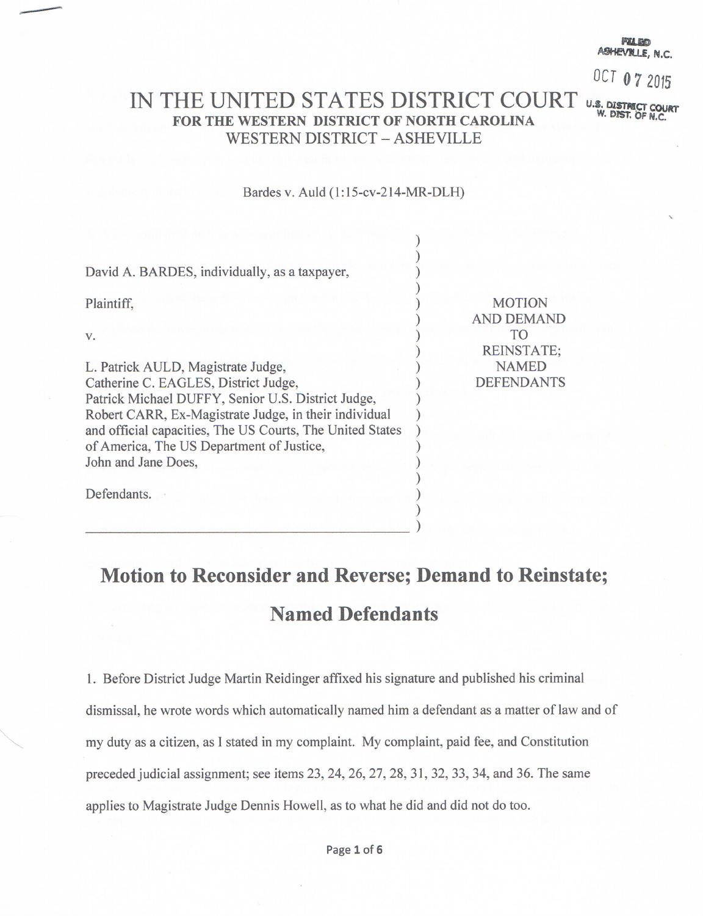FILED
ASHEVILLE, N.C.

OCT 07 2015

U.S. DISTRICT COURT
W. DIST. OF N.C.

# IN THE UNITED STATES DISTRICT COURT

**FOR THE WESTERN DISTRICT OF NORTH CAROLINA**

WESTERN DISTRICT – ASHEVILLE

Bardes v. Auld (1:15-cv-214-MR-DLH)

| | |
|---|---|
| David A. BARDES, individually, as a taxpayer,<br><br>Plaintiff,<br><br>v.<br><br>L. Patrick AULD, Magistrate Judge,<br>Catherine C. EAGLES, District Judge,<br>Patrick Michael DUFFY, Senior U.S. District Judge,<br>Robert CARR, Ex-Magistrate Judge, in their individual and official capacities, The US Courts, The United States of America, The US Department of Justice,<br>John and Jane Does,<br><br>Defendants. | MOTION<br>AND DEMAND<br>TO<br>REINSTATE;<br>NAMED<br>DEFENDANTS |

## Motion to Reconsider and Reverse; Demand to Reinstate; Named Defendants

1. Before District Judge Martin Reidinger affixed his signature and published his criminal dismissal, he wrote words which automatically named him a defendant as a matter of law and of my duty as a citizen, as I stated in my complaint. My complaint, paid fee, and Constitution preceded judicial assignment; see items 23, 24, 26, 27, 28, 31, 32, 33, 34, and 36. The same applies to Magistrate Judge Dennis Howell, as to what he did and did not do too.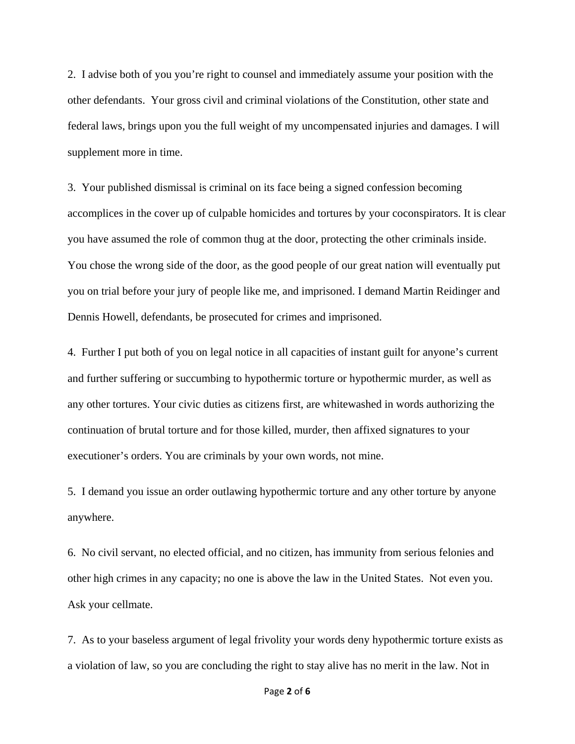2. I advise both of you you're right to counsel and immediately assume your position with the other defendants. Your gross civil and criminal violations of the Constitution, other state and federal laws, brings upon you the full weight of my uncompensated injuries and damages. I will supplement more in time.

3. Your published dismissal is criminal on its face being a signed confession becoming accomplices in the cover up of culpable homicides and tortures by your coconspirators. It is clear you have assumed the role of common thug at the door, protecting the other criminals inside. You chose the wrong side of the door, as the good people of our great nation will eventually put you on trial before your jury of people like me, and imprisoned. I demand Martin Reidinger and Dennis Howell, defendants, be prosecuted for crimes and imprisoned.

4. Further I put both of you on legal notice in all capacities of instant guilt for anyone's current and further suffering or succumbing to hypothermic torture or hypothermic murder, as well as any other tortures. Your civic duties as citizens first, are whitewashed in words authorizing the continuation of brutal torture and for those killed, murder, then affixed signatures to your executioner's orders. You are criminals by your own words, not mine.

5. I demand you issue an order outlawing hypothermic torture and any other torture by anyone anywhere.

6. No civil servant, no elected official, and no citizen, has immunity from serious felonies and other high crimes in any capacity; no one is above the law in the United States. Not even you. Ask your cellmate.

7. As to your baseless argument of legal frivolity your words deny hypothermic torture exists as a violation of law, so you are concluding the right to stay alive has no merit in the law. Not in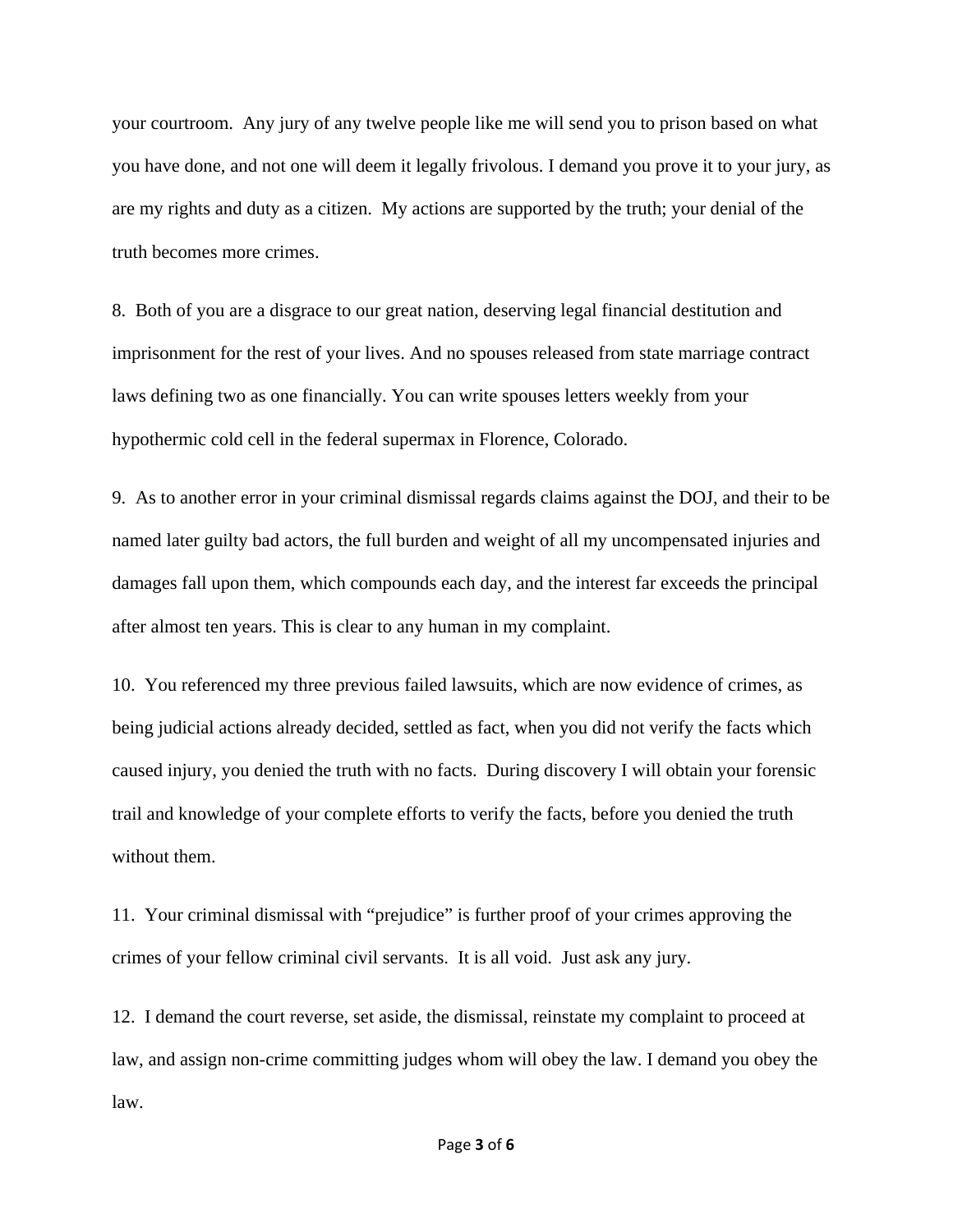your courtroom. Any jury of any twelve people like me will send you to prison based on what you have done, and not one will deem it legally frivolous. I demand you prove it to your jury, as are my rights and duty as a citizen. My actions are supported by the truth; your denial of the truth becomes more crimes.

8. Both of you are a disgrace to our great nation, deserving legal financial destitution and imprisonment for the rest of your lives. And no spouses released from state marriage contract laws defining two as one financially. You can write spouses letters weekly from your hypothermic cold cell in the federal supermax in Florence, Colorado.

9. As to another error in your criminal dismissal regards claims against the DOJ, and their to be named later guilty bad actors, the full burden and weight of all my uncompensated injuries and damages fall upon them, which compounds each day, and the interest far exceeds the principal after almost ten years. This is clear to any human in my complaint.

10. You referenced my three previous failed lawsuits, which are now evidence of crimes, as being judicial actions already decided, settled as fact, when you did not verify the facts which caused injury, you denied the truth with no facts. During discovery I will obtain your forensic trail and knowledge of your complete efforts to verify the facts, before you denied the truth without them.

11. Your criminal dismissal with "prejudice" is further proof of your crimes approving the crimes of your fellow criminal civil servants. It is all void. Just ask any jury.

12. I demand the court reverse, set aside, the dismissal, reinstate my complaint to proceed at law, and assign non-crime committing judges whom will obey the law. I demand you obey the law.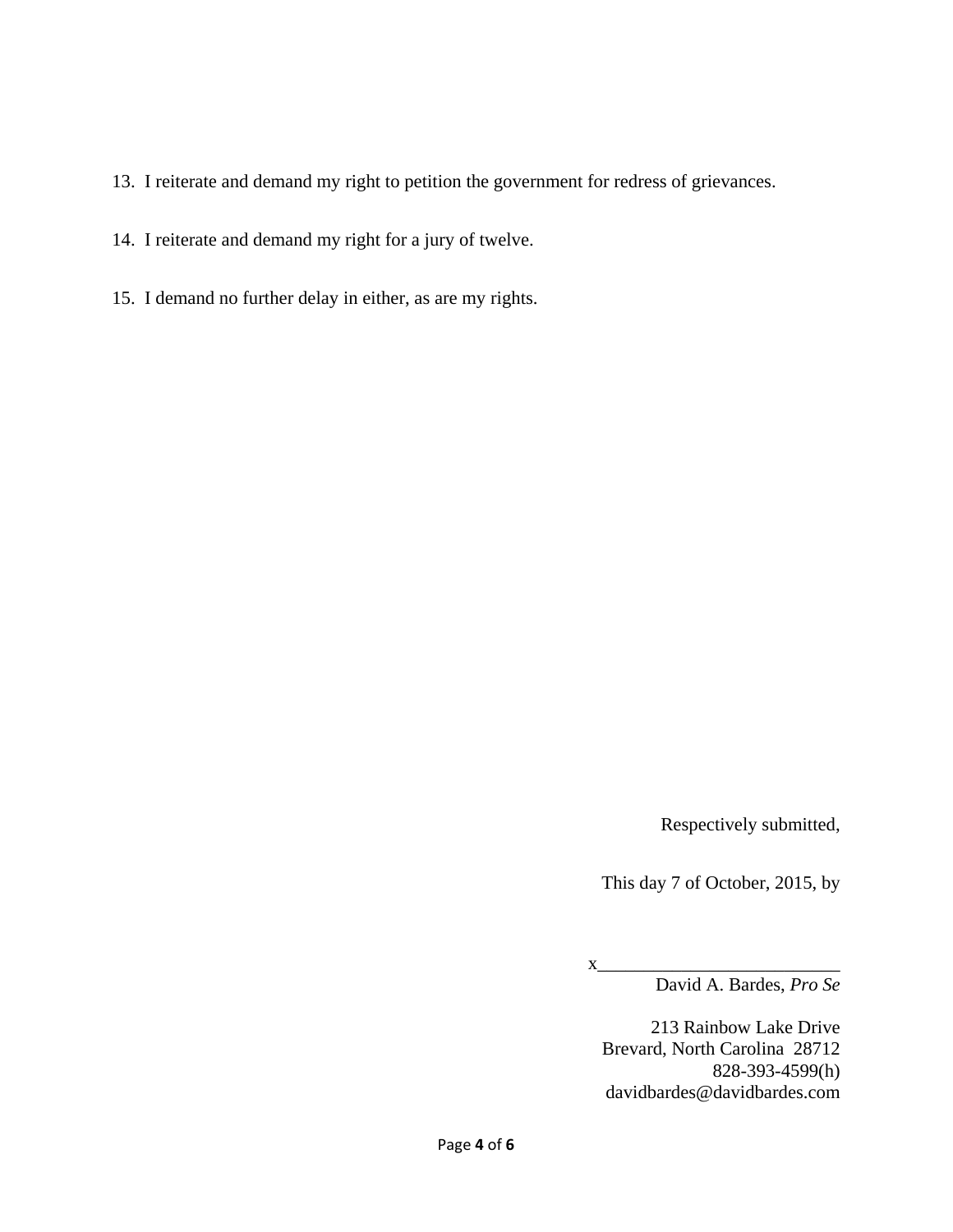13. I reiterate and demand my right to petition the government for redress of grievances.

14. I reiterate and demand my right for a jury of twelve.

15. I demand no further delay in either, as are my rights.

Respectively submitted,

This day 7 of October, 2015, by

x___________________________

David A. Bardes, *Pro Se*

213 Rainbow Lake Drive
Brevard, North Carolina 28712
828-393-4599(h)
davidbardes@davidbardes.com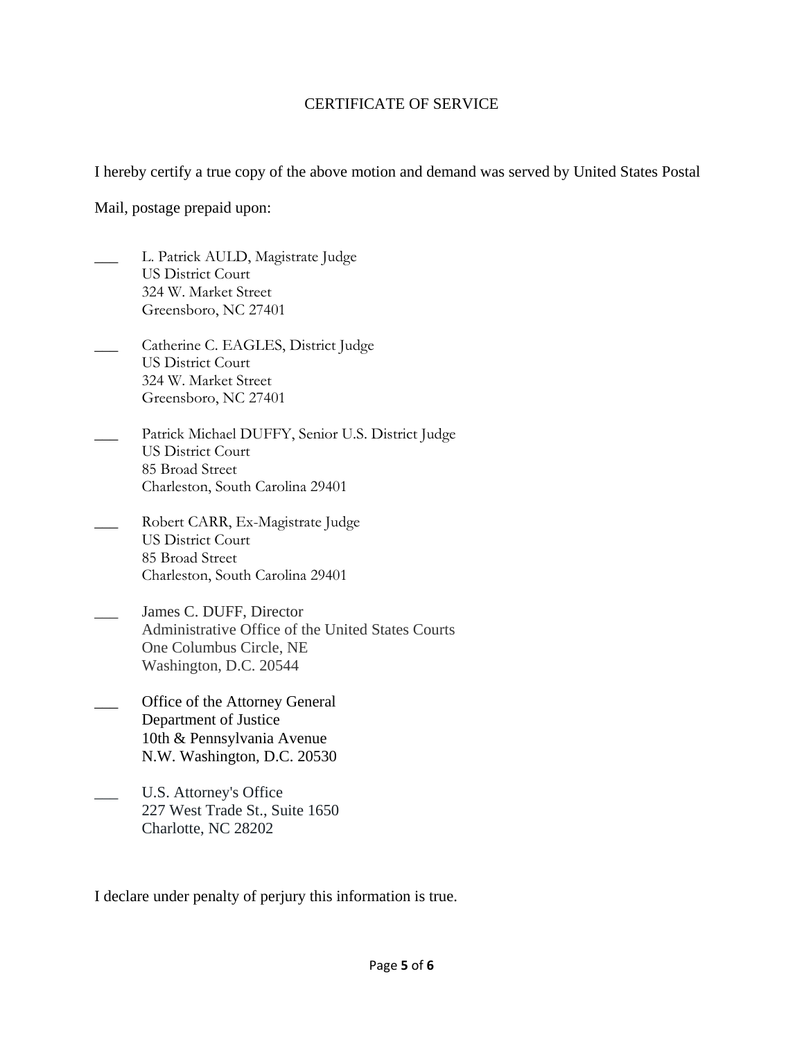# CERTIFICATE OF SERVICE

I hereby certify a true copy of the above motion and demand was served by United States Postal Mail, postage prepaid upon:

___ L. Patrick AULD, Magistrate Judge
US District Court
324 W. Market Street
Greensboro, NC 27401

___ Catherine C. EAGLES, District Judge
US District Court
324 W. Market Street
Greensboro, NC 27401

___ Patrick Michael DUFFY, Senior U.S. District Judge
US District Court
85 Broad Street
Charleston, South Carolina 29401

___ Robert CARR, Ex-Magistrate Judge
US District Court
85 Broad Street
Charleston, South Carolina 29401

___ James C. DUFF, Director
Administrative Office of the United States Courts
One Columbus Circle, NE
Washington, D.C. 20544

___ Office of the Attorney General
Department of Justice
10th & Pennsylvania Avenue
N.W. Washington, D.C. 20530

___ U.S. Attorney's Office
227 West Trade St., Suite 1650
Charlotte, NC 28202

I declare under penalty of perjury this information is true.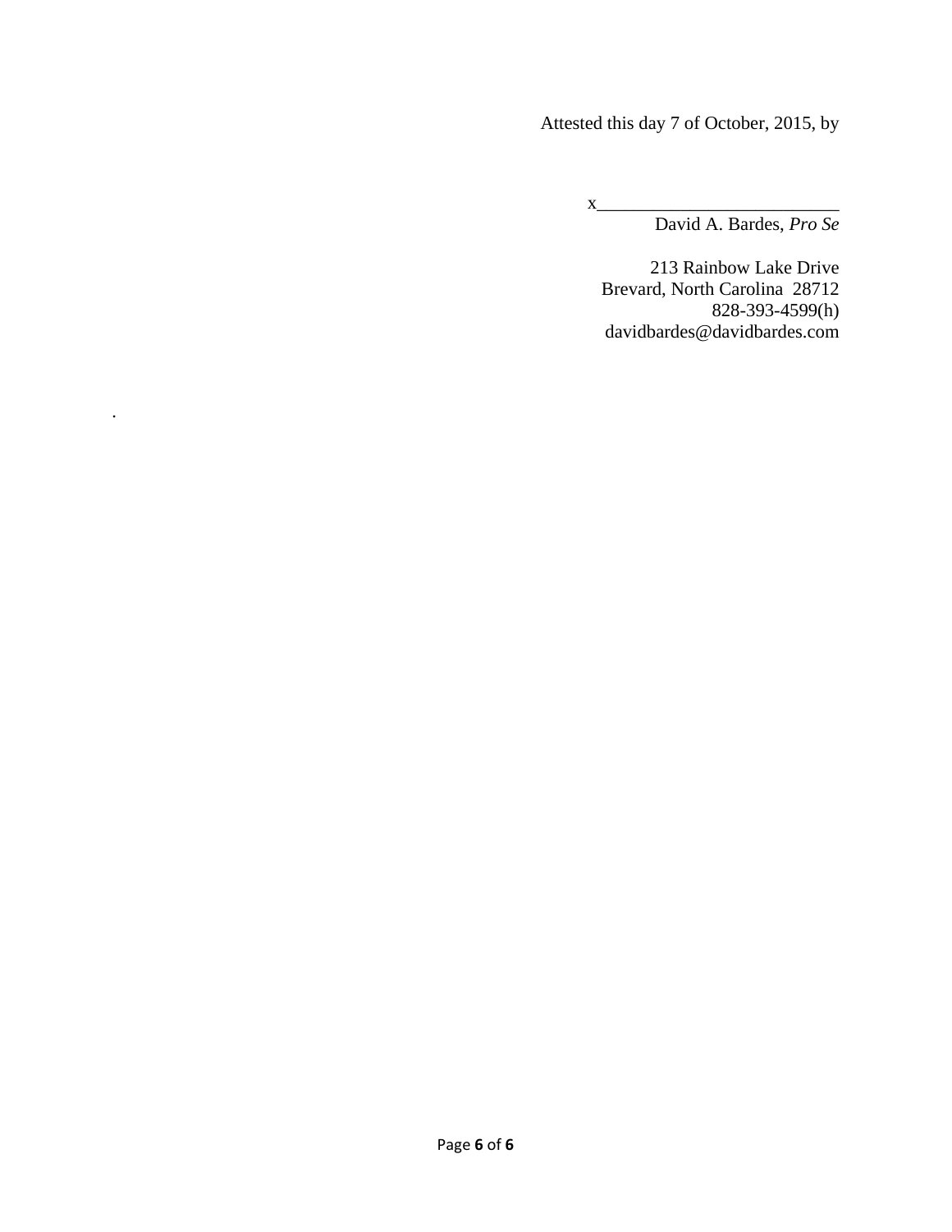Attested this day 7 of October, 2015, by

x__________________________

David A. Bardes, *Pro Se*

213 Rainbow Lake Drive
Brevard, North Carolina 28712
828-393-4599(h)
davidbardes@davidbardes.com

.